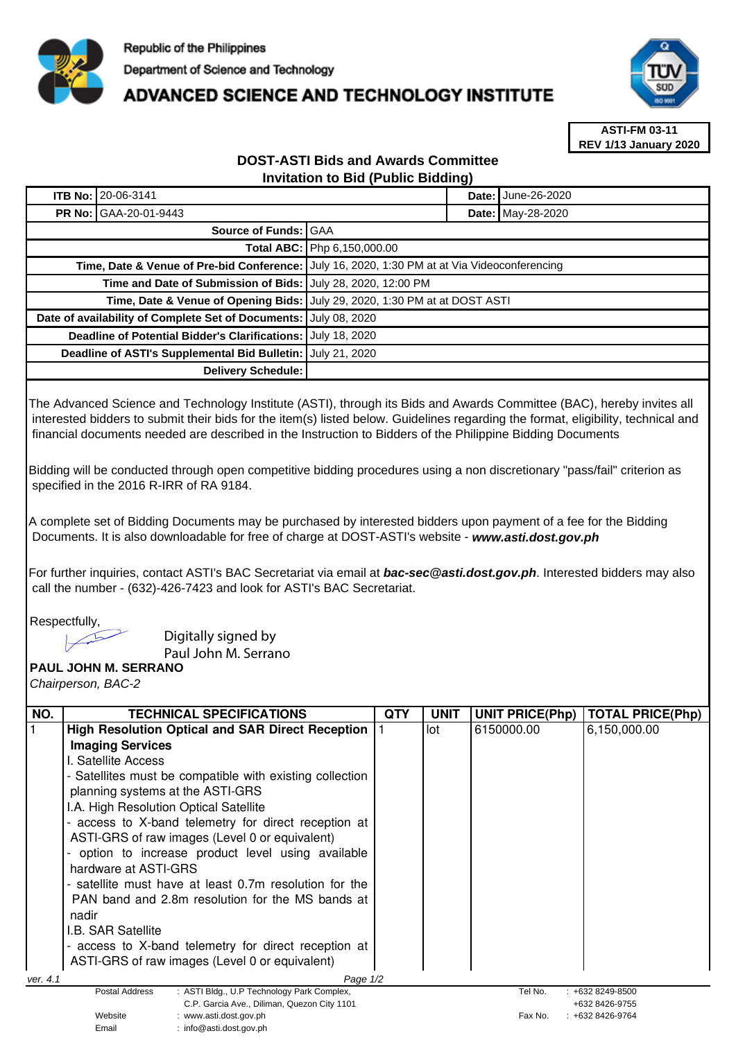Republic of the Philippines

Department of Science and Technology

# ADVANCED SCIENCE AND TECHNOLOGY INSTITUTE

**ASTI-FM 03-11**
**REV 1/13 January 2020**

## DOST-ASTI Bids and Awards Committee
## Invitation to Bid (Public Bidding)

| | | | |
|---|---|---|---|
| **ITB No:** | 20-06-3141 | **Date:** | June-26-2020 |
| **PR No:** | GAA-20-01-9443 | **Date:** | May-28-2020 |

| | |
|---|---|
| **Source of Funds:** | GAA |
| **Total ABC:** | Php 6,150,000.00 |
| **Time, Date & Venue of Pre-bid Conference:** | July 16, 2020, 1:30 PM at at Via Videoconferencing |
| **Time and Date of Submission of Bids:** | July 28, 2020, 12:00 PM |
| **Time, Date & Venue of Opening Bids:** | July 29, 2020, 1:30 PM at at DOST ASTI |
| **Date of availability of Complete Set of Documents:** | July 08, 2020 |
| **Deadline of Potential Bidder's Clarifications:** | July 18, 2020 |
| **Deadline of ASTI's Supplemental Bid Bulletin:** | July 21, 2020 |
| **Delivery Schedule:** | |

The Advanced Science and Technology Institute (ASTI), through its Bids and Awards Committee (BAC), hereby invites all interested bidders to submit their bids for the item(s) listed below. Guidelines regarding the format, eligibility, technical and financial documents needed are described in the Instruction to Bidders of the Philippine Bidding Documents

Bidding will be conducted through open competitive bidding procedures using a non discretionary "pass/fail" criterion as specified in the 2016 R-IRR of RA 9184.

A complete set of Bidding Documents may be purchased by interested bidders upon payment of a fee for the Bidding Documents. It is also downloadable for free of charge at DOST-ASTI's website - ***www.asti.dost.gov.ph***

For further inquiries, contact ASTI's BAC Secretariat via email at ***bac-sec@asti.dost.gov.ph***. Interested bidders may also call the number - (632)-426-7423 and look for ASTI's BAC Secretariat.

Respectfully,

Digitally signed by Paul John M. Serrano

**PAUL JOHN M. SERRANO**
*Chairperson, BAC-2*

| NO. | TECHNICAL SPECIFICATIONS | QTY | UNIT | UNIT PRICE(Php) | TOTAL PRICE(Php) |
|---|---|---|---|---|---|
| 1 | **High Resolution Optical and SAR Direct Reception Imaging Services**<br>I. Satellite Access<br>- Satellites must be compatible with existing collection planning systems at the ASTI-GRS<br>I.A. High Resolution Optical Satellite<br>- access to X-band telemetry for direct reception at ASTI-GRS of raw images (Level 0 or equivalent)<br>- option to increase product level using available hardware at ASTI-GRS<br>- satellite must have at least 0.7m resolution for the PAN band and 2.8m resolution for the MS bands at nadir<br>I.B. SAR Satellite<br>- access to X-band telemetry for direct reception at ASTI-GRS of raw images (Level 0 or equivalent) | 1 | lot | 6150000.00 | 6,150,000.00 |

ver. 4.1

| | | | |
|---|---|---|---|
| Postal Address | : ASTI Bldg., U.P Technology Park Complex, C.P. Garcia Ave., Diliman, Quezon City 1101 | Tel No. | : +632 8249-8500<br>+632 8426-9755 |
| Website | : www.asti.dost.gov.ph | Fax No. | : +632 8426-9764 |
| Email | : info@asti.dost.gov.ph | | |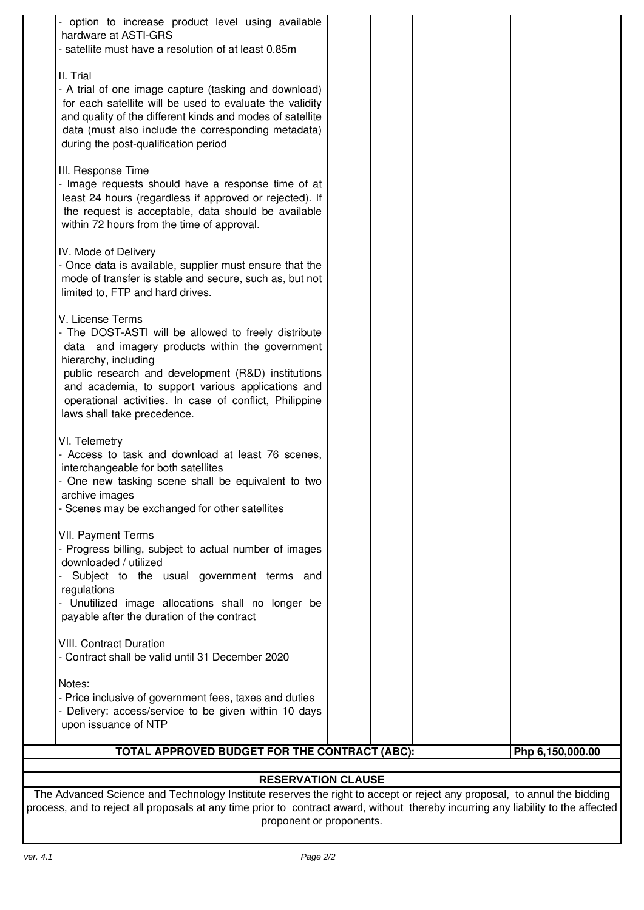| | | | | |
|---|---|---|---|---|
| - option to increase product level using available hardware at ASTI-GRS<br>- satellite must have a resolution of at least 0.85m<br><br>II. Trial<br>- A trial of one image capture (tasking and download) for each satellite will be used to evaluate the validity and quality of the different kinds and modes of satellite data (must also include the corresponding metadata) during the post-qualification period<br><br>III. Response Time<br>- Image requests should have a response time of at least 24 hours (regardless if approved or rejected). If the request is acceptable, data should be available within 72 hours from the time of approval.<br><br>IV. Mode of Delivery<br>- Once data is available, supplier must ensure that the mode of transfer is stable and secure, such as, but not limited to, FTP and hard drives.<br><br>V. License Terms<br>- The DOST-ASTI will be allowed to freely distribute data and imagery products within the government hierarchy, including public research and development (R&D) institutions and academia, to support various applications and operational activities. In case of conflict, Philippine laws shall take precedence.<br><br>VI. Telemetry<br>- Access to task and download at least 76 scenes, interchangeable for both satellites<br>- One new tasking scene shall be equivalent to two archive images<br>- Scenes may be exchanged for other satellites<br><br>VII. Payment Terms<br>- Progress billing, subject to actual number of images downloaded / utilized<br>- Subject to the usual government terms and regulations<br>- Unutilized image allocations shall no longer be payable after the duration of the contract<br><br>VIII. Contract Duration<br>- Contract shall be valid until 31 December 2020<br><br>Notes:<br>- Price inclusive of government fees, taxes and duties<br>- Delivery: access/service to be given within 10 days upon issuance of NTP | | | | |
| **TOTAL APPROVED BUDGET FOR THE CONTRACT (ABC):** | | | | **Php 6,150,000.00** |

**RESERVATION CLAUSE**

The Advanced Science and Technology Institute reserves the right to accept or reject any proposal, to annul the bidding process, and to reject all proposals at any time prior to contract award, without thereby incurring any liability to the affected proponent or proponents.

*ver. 4.1*